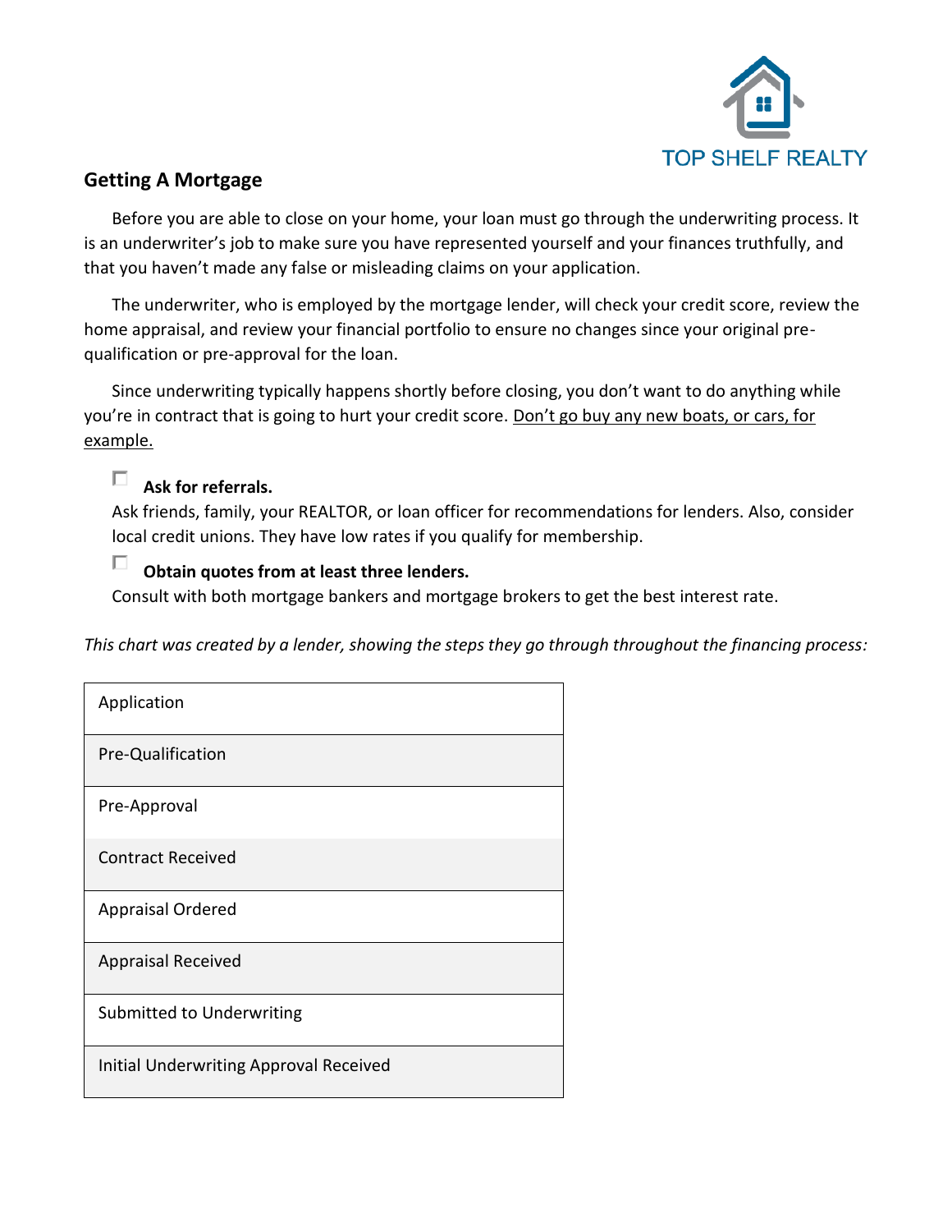TOP SHELF REALTY

## Getting A Mortgage

Before you are able to close on your home, your loan must go through the underwriting process. It is an underwriter's job to make sure you have represented yourself and your finances truthfully, and that you haven't made any false or misleading claims on your application.

The underwriter, who is employed by the mortgage lender, will check your credit score, review the home appraisal, and review your financial portfolio to ensure no changes since your original pre-qualification or pre-approval for the loan.

Since underwriting typically happens shortly before closing, you don't want to do anything while you're in contract that is going to hurt your credit score. <u>Don't go buy any new boats, or cars, for example.</u>

- [ ] **Ask for referrals.**
  Ask friends, family, your REALTOR, or loan officer for recommendations for lenders. Also, consider local credit unions. They have low rates if you qualify for membership.
- [ ] **Obtain quotes from at least three lenders.**
  Consult with both mortgage bankers and mortgage brokers to get the best interest rate.

*This chart was created by a lender, showing the steps they go through throughout the financing process:*

| Application |
|---|
| Pre-Qualification |
| Pre-Approval |
| Contract Received |
| Appraisal Ordered |
| Appraisal Received |
| Submitted to Underwriting |
| Initial Underwriting Approval Received |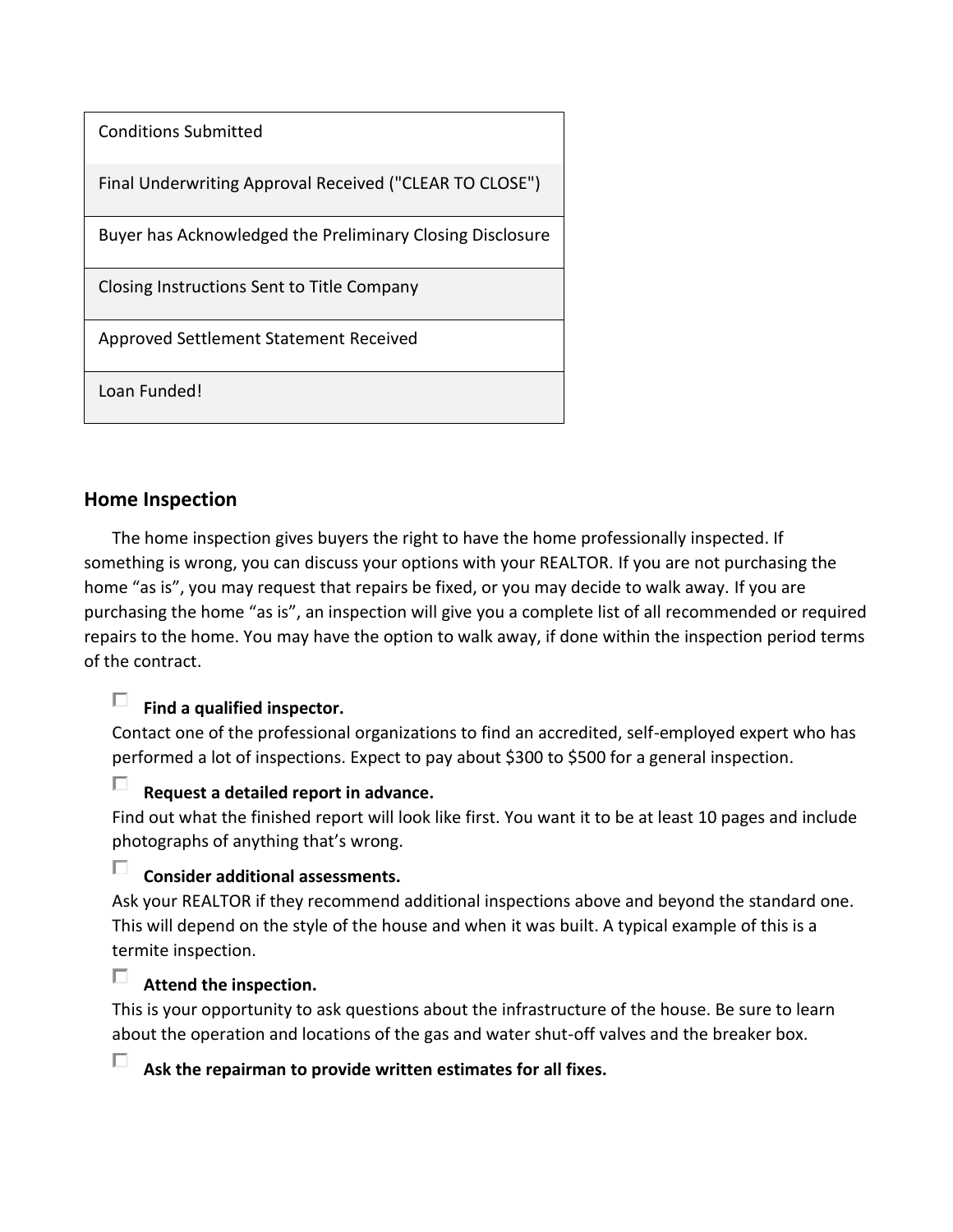| Conditions Submitted |
| --- |
| Final Underwriting Approval Received ("CLEAR TO CLOSE") |
| Buyer has Acknowledged the Preliminary Closing Disclosure |
| Closing Instructions Sent to Title Company |
| Approved Settlement Statement Received |
| Loan Funded! |

## Home Inspection

The home inspection gives buyers the right to have the home professionally inspected. If something is wrong, you can discuss your options with your REALTOR. If you are not purchasing the home "as is", you may request that repairs be fixed, or you may decide to walk away. If you are purchasing the home "as is", an inspection will give you a complete list of all recommended or required repairs to the home. You may have the option to walk away, if done within the inspection period terms of the contract.

- [ ] **Find a qualified inspector.**
  Contact one of the professional organizations to find an accredited, self-employed expert who has performed a lot of inspections. Expect to pay about $300 to $500 for a general inspection.
- [ ] **Request a detailed report in advance.**
  Find out what the finished report will look like first. You want it to be at least 10 pages and include photographs of anything that's wrong.
- [ ] **Consider additional assessments.**
  Ask your REALTOR if they recommend additional inspections above and beyond the standard one. This will depend on the style of the house and when it was built. A typical example of this is a termite inspection.
- [ ] **Attend the inspection.**
  This is your opportunity to ask questions about the infrastructure of the house. Be sure to learn about the operation and locations of the gas and water shut-off valves and the breaker box.
- [ ] **Ask the repairman to provide written estimates for all fixes.**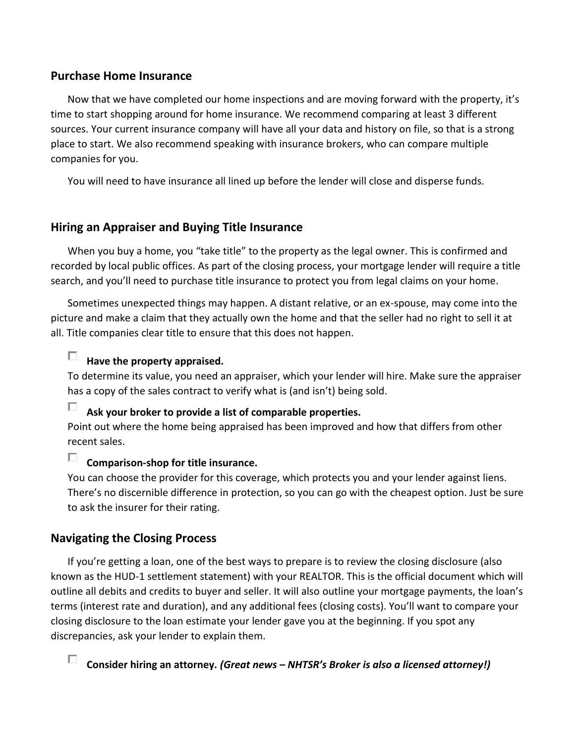## Purchase Home Insurance

Now that we have completed our home inspections and are moving forward with the property, it's time to start shopping around for home insurance. We recommend comparing at least 3 different sources. Your current insurance company will have all your data and history on file, so that is a strong place to start. We also recommend speaking with insurance brokers, who can compare multiple companies for you.

You will need to have insurance all lined up before the lender will close and disperse funds.

## Hiring an Appraiser and Buying Title Insurance

When you buy a home, you "take title" to the property as the legal owner. This is confirmed and recorded by local public offices. As part of the closing process, your mortgage lender will require a title search, and you'll need to purchase title insurance to protect you from legal claims on your home.

Sometimes unexpected things may happen. A distant relative, or an ex-spouse, may come into the picture and make a claim that they actually own the home and that the seller had no right to sell it at all. Title companies clear title to ensure that this does not happen.

- [ ] **Have the property appraised.**
  To determine its value, you need an appraiser, which your lender will hire. Make sure the appraiser has a copy of the sales contract to verify what is (and isn't) being sold.
- [ ] **Ask your broker to provide a list of comparable properties.**
  Point out where the home being appraised has been improved and how that differs from other recent sales.
- [ ] **Comparison-shop for title insurance.**
  You can choose the provider for this coverage, which protects you and your lender against liens. There's no discernible difference in protection, so you can go with the cheapest option. Just be sure to ask the insurer for their rating.

## Navigating the Closing Process

If you're getting a loan, one of the best ways to prepare is to review the closing disclosure (also known as the HUD-1 settlement statement) with your REALTOR. This is the official document which will outline all debits and credits to buyer and seller. It will also outline your mortgage payments, the loan's terms (interest rate and duration), and any additional fees (closing costs). You'll want to compare your closing disclosure to the loan estimate your lender gave you at the beginning. If you spot any discrepancies, ask your lender to explain them.

- [ ] **Consider hiring an attorney.** ***(Great news – NHTSR's Broker is also a licensed attorney!)***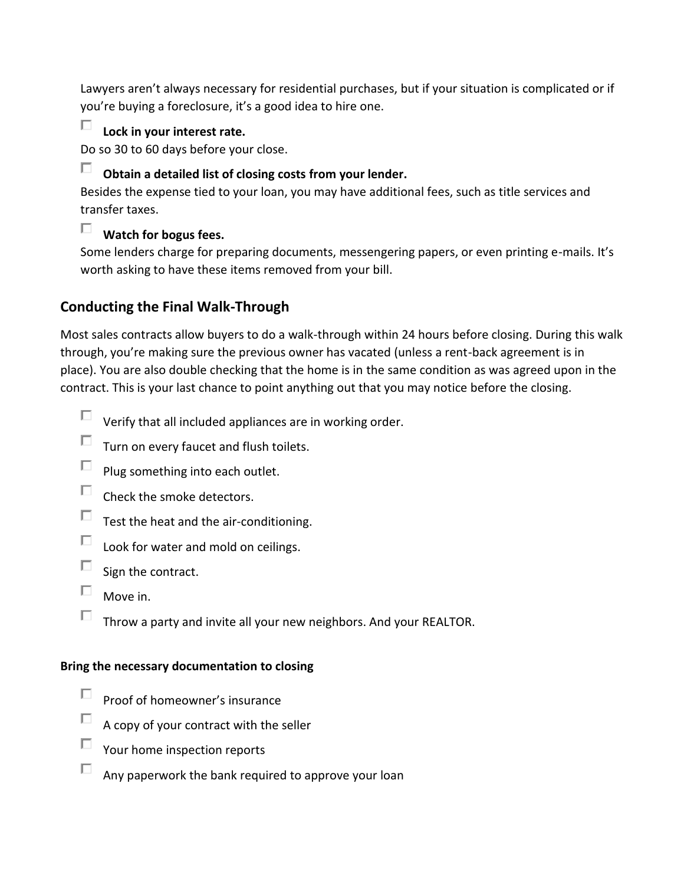Lawyers aren't always necessary for residential purchases, but if your situation is complicated or if you're buying a foreclosure, it's a good idea to hire one.

- [ ] **Lock in your interest rate.**

Do so 30 to 60 days before your close.

- [ ] **Obtain a detailed list of closing costs from your lender.**

Besides the expense tied to your loan, you may have additional fees, such as title services and transfer taxes.

- [ ] **Watch for bogus fees.**

Some lenders charge for preparing documents, messengering papers, or even printing e-mails. It's worth asking to have these items removed from your bill.

## Conducting the Final Walk-Through

Most sales contracts allow buyers to do a walk-through within 24 hours before closing. During this walk through, you're making sure the previous owner has vacated (unless a rent-back agreement is in place). You are also double checking that the home is in the same condition as was agreed upon in the contract. This is your last chance to point anything out that you may notice before the closing.

- [ ] Verify that all included appliances are in working order.
- [ ] Turn on every faucet and flush toilets.
- [ ] Plug something into each outlet.
- [ ] Check the smoke detectors.
- [ ] Test the heat and the air-conditioning.
- [ ] Look for water and mold on ceilings.
- [ ] Sign the contract.
- [ ] Move in.
- [ ] Throw a party and invite all your new neighbors. And your REALTOR.

#### Bring the necessary documentation to closing

- [ ] Proof of homeowner's insurance
- [ ] A copy of your contract with the seller
- [ ] Your home inspection reports
- [ ] Any paperwork the bank required to approve your loan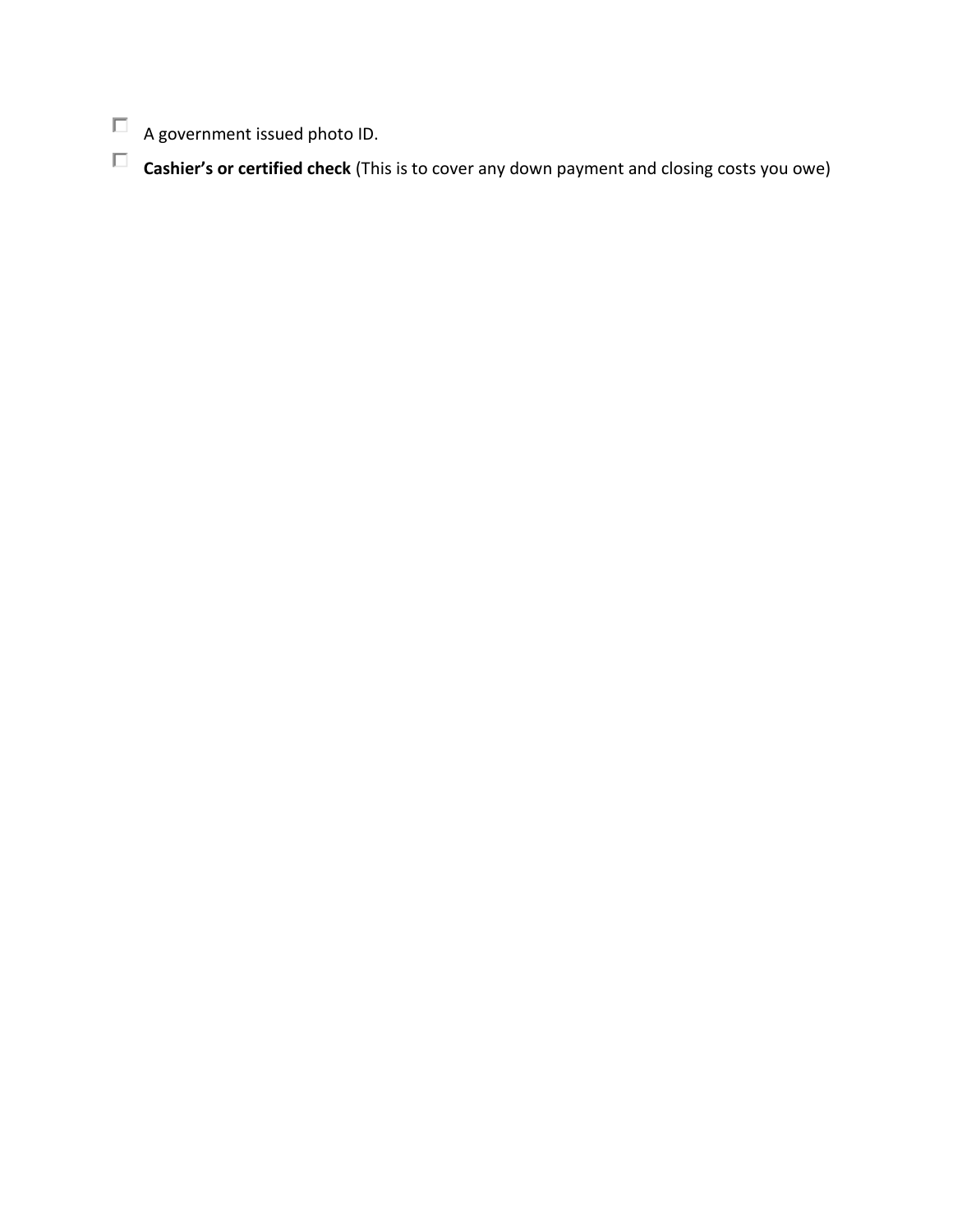- [ ] A government issued photo ID.
- [ ] **Cashier's or certified check** (This is to cover any down payment and closing costs you owe)